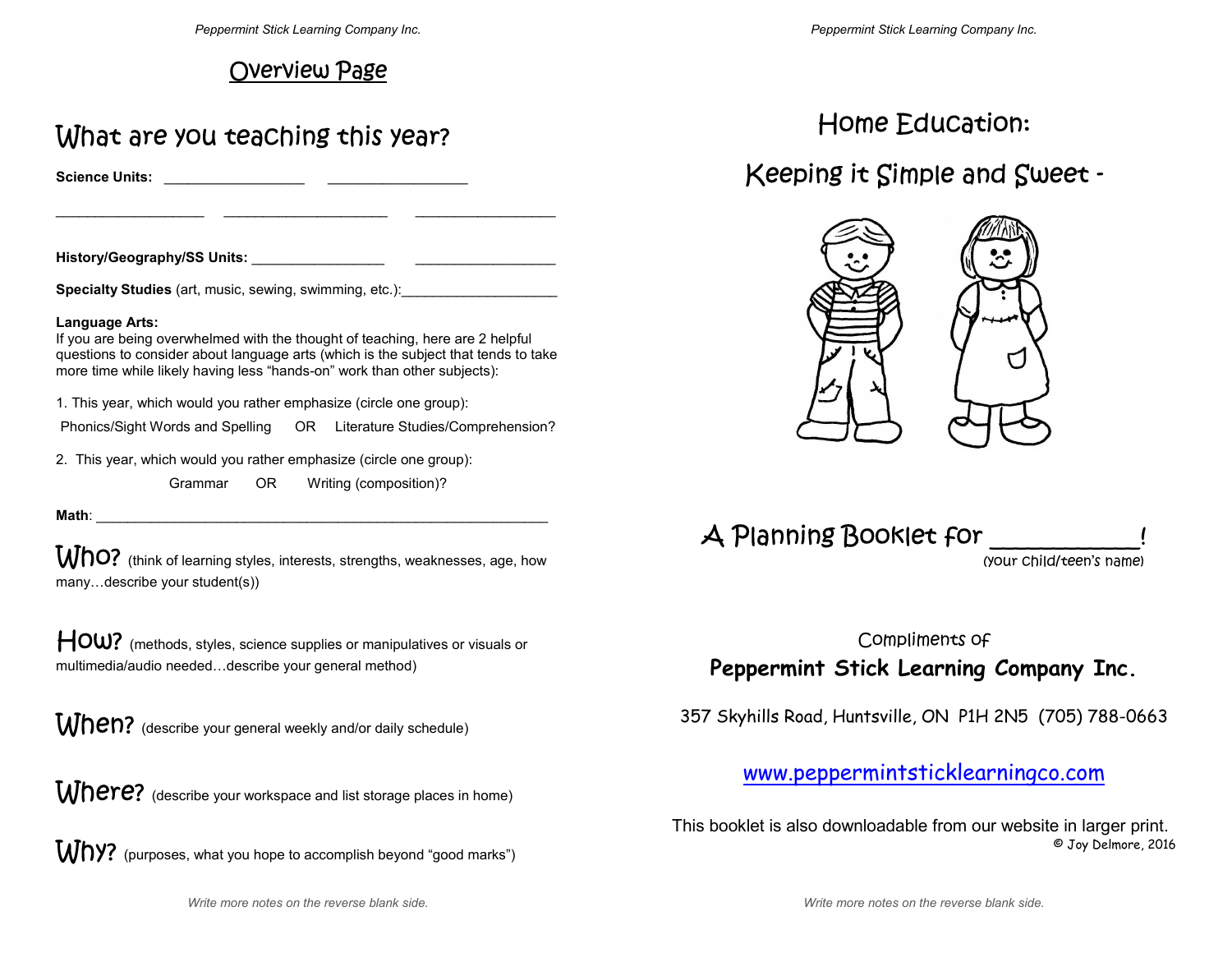## Overview Page

# What are you teaching this year?

**Science Units:** _________________ _________________

__________________ ____________________ _________________

**History/Geography/SS Units:** ________________ _________________

**Specialty Studies** (art, music, sewing, swimming, etc.):____________________

**Language Arts:**
If you are being overwhelmed with the thought of teaching, here are 2 helpful questions to consider about language arts (which is the subject that tends to take more time while likely having less "hands-on" work than other subjects):

1. This year, which would you rather emphasize (circle one group):

Phonics/Sight Words and Spelling OR Literature Studies/Comprehension?

2. This year, which would you rather emphasize (circle one group):

Grammar OR Writing (composition)?

**Math**: ____________________________________________________________

**Who?** (think of learning styles, interests, strengths, weaknesses, age, how many…describe your student(s))

**How?** (methods, styles, science supplies or manipulatives or visuals or multimedia/audio needed…describe your general method)

**When?** (describe your general weekly and/or daily schedule)

**Where?** (describe your workspace and list storage places in home)

**Why?** (purposes, what you hope to accomplish beyond "good marks")

*Write more notes on the reverse blank side.*

# Home Education:

# Keeping it Simple and Sweet -

## A Planning Booklet for ___________!
(your child/teen's name)

Compliments of
**Peppermint Stick Learning Company Inc.**

357 Skyhills Road, Huntsville, ON P1H 2N5 (705) 788-0663

www.peppermintsticklearningco.com

This booklet is also downloadable from our website in larger print.

© Joy Delmore, 2016

*Write more notes on the reverse blank side.*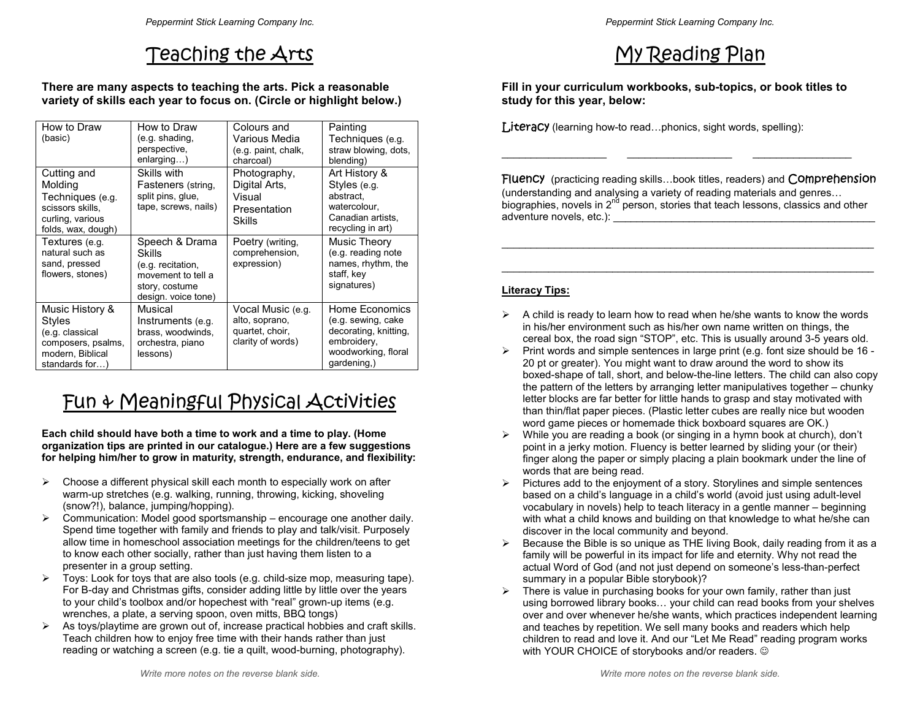# Teaching the Arts

**There are many aspects to teaching the arts. Pick a reasonable variety of skills each year to focus on. (Circle or highlight below.)**

| | | | |
|---|---|---|---|
| How to Draw (basic) | How to Draw (e.g. shading, perspective, enlarging…) | Colours and Various Media (e.g. paint, chalk, charcoal) | Painting Techniques (e.g. straw blowing, dots, blending) |
| Cutting and Molding Techniques (e.g. scissors skills, curling, various folds, wax, dough) | Skills with Fasteners (string, split pins, glue, tape, screws, nails) | Photography, Digital Arts, Visual Presentation Skills | Art History & Styles (e.g. abstract, watercolour, Canadian artists, recycling in art) |
| Textures (e.g. natural such as sand, pressed flowers, stones) | Speech & Drama Skills (e.g. recitation, movement to tell a story, costume design. voice tone) | Poetry (writing, comprehension, expression) | Music Theory (e.g. reading note names, rhythm, the staff, key signatures) |
| Music History & Styles (e.g. classical composers, psalms, modern, Biblical standards for…) | Musical Instruments (e.g. brass, woodwinds, orchestra, piano lessons) | Vocal Music (e.g. alto, soprano, quartet, choir, clarity of words) | Home Economics (e.g. sewing, cake decorating, knitting, embroidery, woodworking, floral gardening,) |

# Fun & Meaningful Physical Activities

**Each child should have both a time to work and a time to play. (Home organization tips are printed in our catalogue.) Here are a few suggestions for helping him/her to grow in maturity, strength, endurance, and flexibility:**

- Choose a different physical skill each month to especially work on after warm-up stretches (e.g. walking, running, throwing, kicking, shoveling (snow?!), balance, jumping/hopping).
- Communication: Model good sportsmanship – encourage one another daily. Spend time together with family and friends to play and talk/visit. Purposely allow time in homeschool association meetings for the children/teens to get to know each other socially, rather than just having them listen to a presenter in a group setting.
- Toys: Look for toys that are also tools (e.g. child-size mop, measuring tape). For B-day and Christmas gifts, consider adding little by little over the years to your child's toolbox and/or hopechest with "real" grown-up items (e.g. wrenches, a plate, a serving spoon, oven mitts, BBQ tongs)
- As toys/playtime are grown out of, increase practical hobbies and craft skills. Teach children how to enjoy free time with their hands rather than just reading or watching a screen (e.g. tie a quilt, wood-burning, photography).

*Write more notes on the reverse blank side.*

# My Reading Plan

**Fill in your curriculum workbooks, sub-topics, or book titles to study for this year, below:**

Literacy (learning how-to read…phonics, sight words, spelling):

_________________ _________________ _________________

Fluency (practicing reading skills…book titles, readers) and Comprehension (understanding and analysing a variety of reading materials and genres… biographies, novels in 2nd person, stories that teach lessons, classics and other adventure novels, etc.): _____________________________________________

_______________________________________________________________

_______________________________________________________________

**Literacy Tips:**

- A child is ready to learn how to read when he/she wants to know the words in his/her environment such as his/her own name written on things, the cereal box, the road sign "STOP", etc. This is usually around 3-5 years old.
- Print words and simple sentences in large print (e.g. font size should be 16 - 20 pt or greater). You might want to draw around the word to show its boxed-shape of tall, short, and below-the-line letters. The child can also copy the pattern of the letters by arranging letter manipulatives together – chunky letter blocks are far better for little hands to grasp and stay motivated with than thin/flat paper pieces. (Plastic letter cubes are really nice but wooden word game pieces or homemade thick boxboard squares are OK.)
- While you are reading a book (or singing in a hymn book at church), don't point in a jerky motion. Fluency is better learned by sliding your (or their) finger along the paper or simply placing a plain bookmark under the line of words that are being read.
- Pictures add to the enjoyment of a story. Storylines and simple sentences based on a child's language in a child's world (avoid just using adult-level vocabulary in novels) help to teach literacy in a gentle manner – beginning with what a child knows and building on that knowledge to what he/she can discover in the local community and beyond.
- Because the Bible is so unique as THE living Book, daily reading from it as a family will be powerful in its impact for life and eternity. Why not read the actual Word of God (and not just depend on someone's less-than-perfect summary in a popular Bible storybook)?
- There is value in purchasing books for your own family, rather than just using borrowed library books… your child can read books from your shelves over and over whenever he/she wants, which practices independent learning and teaches by repetition. We sell many books and readers which help children to read and love it. And our "Let Me Read" reading program works with YOUR CHOICE of storybooks and/or readers. ☺

*Write more notes on the reverse blank side.*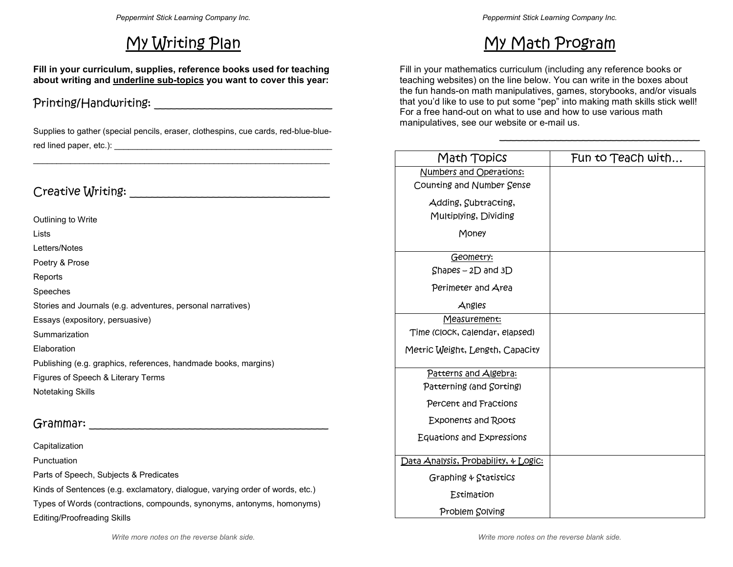# My Writing Plan

**Fill in your curriculum, supplies, reference books used for teaching about writing and underline sub-topics you want to cover this year:**

## Printing/Handwriting: ______________________________

Supplies to gather (special pencils, eraser, clothespins, cue cards, red-blue-blue-red lined paper, etc.): ________________________________________________

________________________________________________________________

## Creative Writing: ______________________________

Outlining to Write
Lists
Letters/Notes
Poetry & Prose
Reports
Speeches
Stories and Journals (e.g. adventures, personal narratives)
Essays (expository, persuasive)
Summarization
Elaboration
Publishing (e.g. graphics, references, handmade books, margins)
Figures of Speech & Literary Terms
Notetaking Skills

## Grammar: ______________________________

Capitalization
Punctuation
Parts of Speech, Subjects & Predicates
Kinds of Sentences (e.g. exclamatory, dialogue, varying order of words, etc.)
Types of Words (contractions, compounds, synonyms, antonyms, homonyms)
Editing/Proofreading Skills

*Write more notes on the reverse blank side.*

# My Math Program

Fill in your mathematics curriculum (including any reference books or teaching websites) on the line below. You can write in the boxes about the fun hands-on math manipulatives, games, storybooks, and/or visuals that you'd like to use to put some "pep" into making math skills stick well! For a free hand-out on what to use and how to use various math manipulatives, see our website or e-mail us.

________________________________________

| Math Topics | Fun to Teach with… |
|---|---|
| Numbers and Operations:<br>Counting and Number Sense<br>Adding, Subtracting, Multiplying, Dividing<br>Money | |
| Geometry:<br>Shapes – 2D and 3D<br>Perimeter and Area<br>Angles | |
| Measurement:<br>Time (clock, calendar, elapsed)<br>Metric Weight, Length, Capacity | |
| Patterns and Algebra:<br>Patterning (and Sorting)<br>Percent and Fractions<br>Exponents and Roots<br>Equations and Expressions | |
| Data Analysis, Probability, & Logic:<br>Graphing & Statistics<br>Estimation<br>Problem Solving | |

*Write more notes on the reverse blank side.*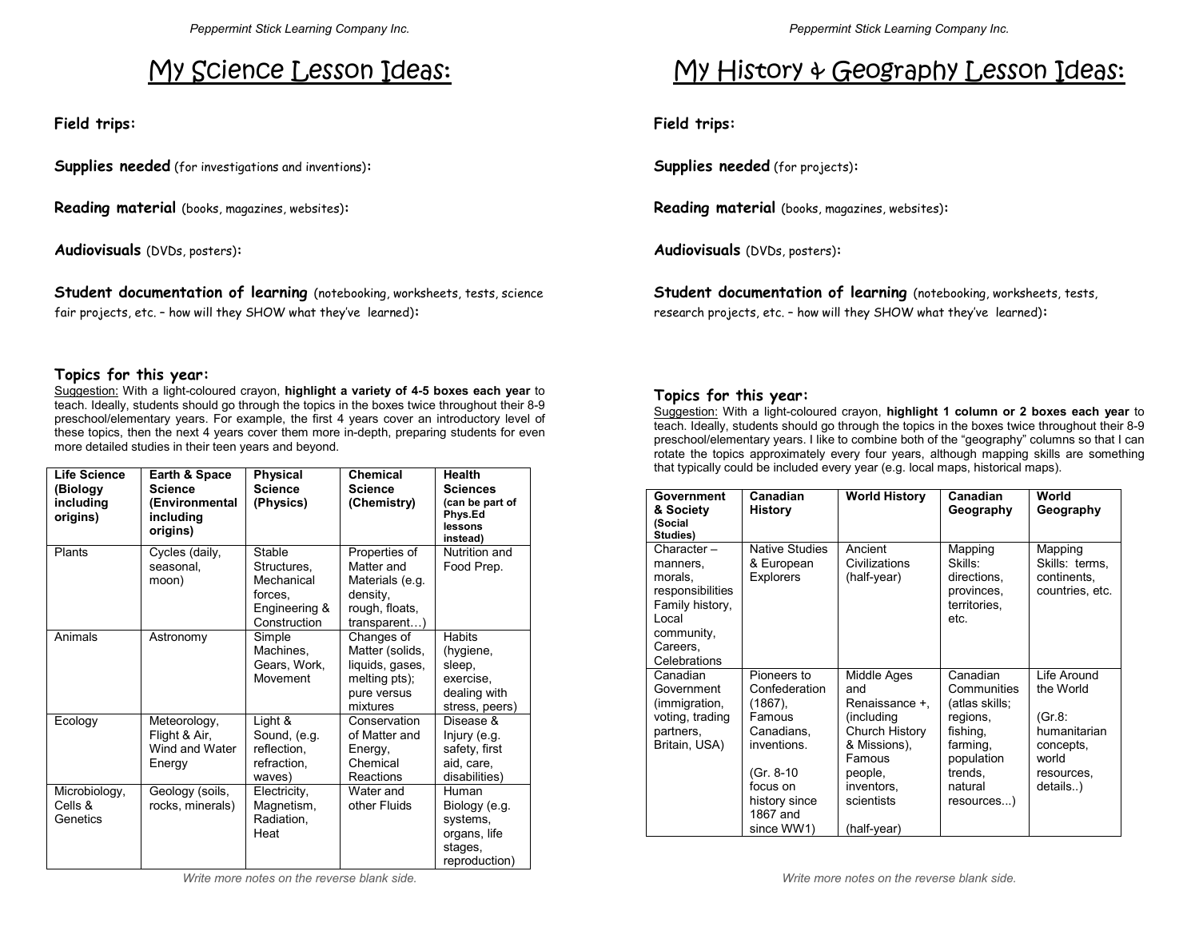# My Science Lesson Ideas:

**Field trips:**

**Supplies needed** (for investigations and inventions)**:**

**Reading material** (books, magazines, websites)**:**

**Audiovisuals** (DVDs, posters)**:**

**Student documentation of learning** (notebooking, worksheets, tests, science fair projects, etc. – how will they SHOW what they've learned)**:**

### Topics for this year:

Suggestion: With a light-coloured crayon, **highlight a variety of 4-5 boxes each year** to teach. Ideally, students should go through the topics in the boxes twice throughout their 8-9 preschool/elementary years. For example, the first 4 years cover an introductory level of these topics, then the next 4 years cover them more in-depth, preparing students for even more detailed studies in their teen years and beyond.

| Life Science (Biology including origins) | Earth & Space Science (Environmental including origins) | Physical Science (Physics) | Chemical Science (Chemistry) | Health Sciences (can be part of Phys.Ed lessons instead) |
|---|---|---|---|---|
| Plants | Cycles (daily, seasonal, moon) | Stable Structures, Mechanical forces, Engineering & Construction | Properties of Matter and Materials (e.g. density, rough, floats, transparent…) | Nutrition and Food Prep. |
| Animals | Astronomy | Simple Machines, Gears, Work, Movement | Changes of Matter (solids, liquids, gases, melting pts); pure versus mixtures | Habits (hygiene, sleep, exercise, dealing with stress, peers) |
| Ecology | Meteorology, Flight & Air, Wind and Water Energy | Light & Sound, (e.g. reflection, refraction, waves) | Conservation of Matter and Energy, Chemical Reactions | Disease & Injury (e.g. safety, first aid, care, disabilities) |
| Microbiology, Cells & Genetics | Geology (soils, rocks, minerals) | Electricity, Magnetism, Radiation, Heat | Water and other Fluids | Human Biology (e.g. systems, organs, life stages, reproduction) |

*Write more notes on the reverse blank side.*

# My History & Geography Lesson Ideas:

**Field trips:**

**Supplies needed** (for projects)**:**

**Reading material** (books, magazines, websites)**:**

**Audiovisuals** (DVDs, posters)**:**

**Student documentation of learning** (notebooking, worksheets, tests, research projects, etc. – how will they SHOW what they've learned)**:**

### Topics for this year:

Suggestion: With a light-coloured crayon, **highlight 1 column or 2 boxes each year** to teach. Ideally, students should go through the topics in the boxes twice throughout their 8-9 preschool/elementary years. I like to combine both of the "geography" columns so that I can rotate the topics approximately every four years, although mapping skills are something that typically could be included every year (e.g. local maps, historical maps).

| Government & Society (Social Studies) | Canadian History | World History | Canadian Geography | World Geography |
|---|---|---|---|---|
| Character – manners, morals, responsibilities Family history, Local community, Careers, Celebrations | Native Studies & European Explorers | Ancient Civilizations (half-year) | Mapping Skills: directions, provinces, territories, etc. | Mapping Skills: terms, continents, countries, etc. |
| Canadian Government (immigration, voting, trading partners, Britain, USA) | Pioneers to Confederation (1867), Famous Canadians, inventions. (Gr. 8-10 focus on history since 1867 and since WW1) | Middle Ages and Renaissance +, (including Church History & Missions), Famous people, inventors, scientists (half-year) | Canadian Communities (atlas skills; regions, fishing, farming, population trends, natural resources...) | Life Around the World (Gr.8: humanitarian concepts, world resources, details..) |

*Write more notes on the reverse blank side.*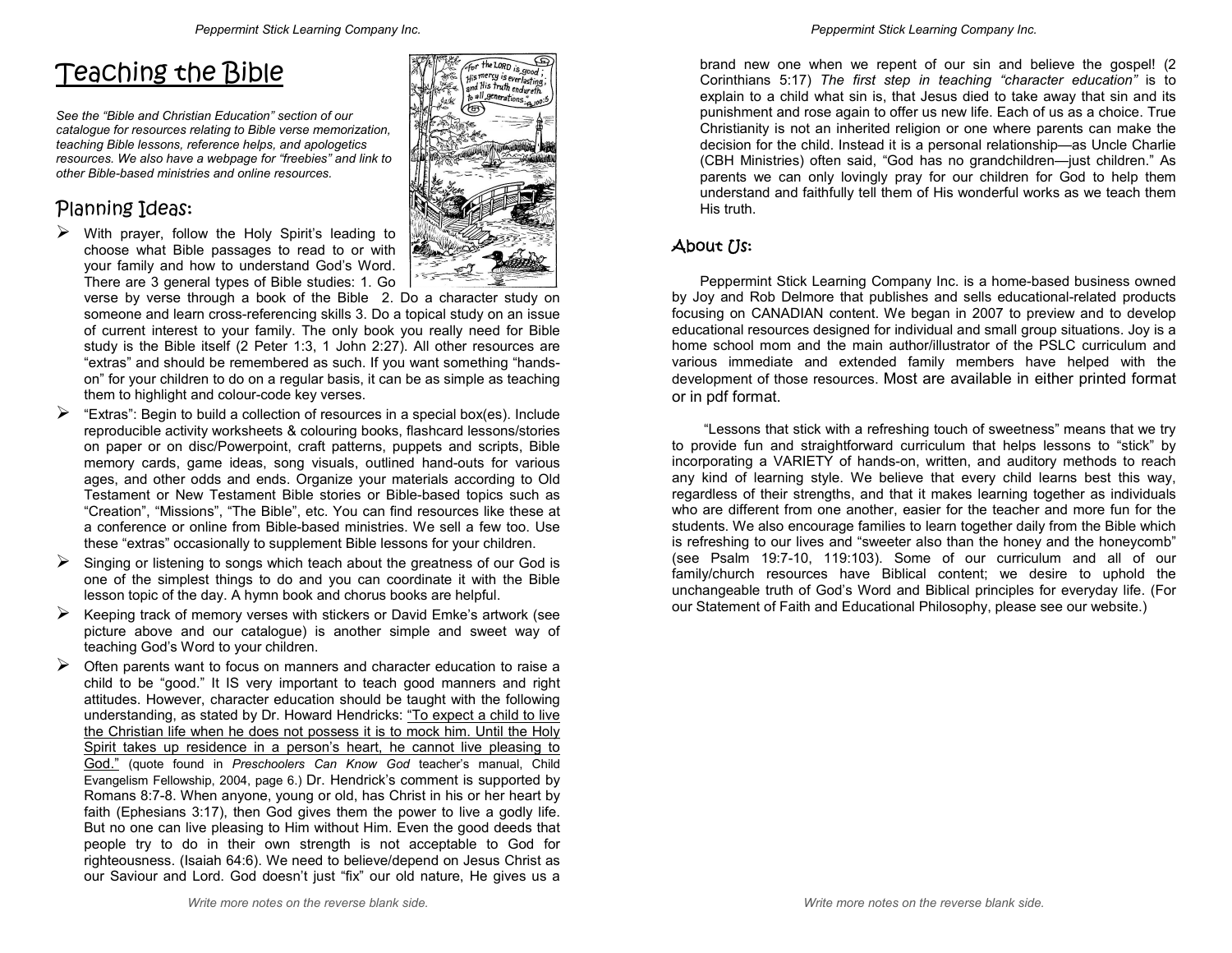# Teaching the Bible

*See the "Bible and Christian Education" section of our catalogue for resources relating to Bible verse memorization, teaching Bible lessons, reference helps, and apologetics resources. We also have a webpage for "freebies" and link to other Bible-based ministries and online resources.*

## Planning Ideas:

- With prayer, follow the Holy Spirit's leading to choose what Bible passages to read to or with your family and how to understand God's Word. There are 3 general types of Bible studies: 1. Go verse by verse through a book of the Bible 2. Do a character study on someone and learn cross-referencing skills 3. Do a topical study on an issue of current interest to your family. The only book you really need for Bible study is the Bible itself (2 Peter 1:3, 1 John 2:27). All other resources are "extras" and should be remembered as such. If you want something "hands-on" for your children to do on a regular basis, it can be as simple as teaching them to highlight and colour-code key verses.
- "Extras": Begin to build a collection of resources in a special box(es). Include reproducible activity worksheets & colouring books, flashcard lessons/stories on paper or on disc/Powerpoint, craft patterns, puppets and scripts, Bible memory cards, game ideas, song visuals, outlined hand-outs for various ages, and other odds and ends. Organize your materials according to Old Testament or New Testament Bible stories or Bible-based topics such as "Creation", "Missions", "The Bible", etc. You can find resources like these at a conference or online from Bible-based ministries. We sell a few too. Use these "extras" occasionally to supplement Bible lessons for your children.
- Singing or listening to songs which teach about the greatness of our God is one of the simplest things to do and you can coordinate it with the Bible lesson topic of the day. A hymn book and chorus books are helpful.
- Keeping track of memory verses with stickers or David Emke's artwork (see picture above and our catalogue) is another simple and sweet way of teaching God's Word to your children.
- Often parents want to focus on manners and character education to raise a child to be "good." It IS very important to teach good manners and right attitudes. However, character education should be taught with the following understanding, as stated by Dr. Howard Hendricks: "To expect a child to live the Christian life when he does not possess it is to mock him. Until the Holy Spirit takes up residence in a person's heart, he cannot live pleasing to God." (quote found in *Preschoolers Can Know God* teacher's manual, Child Evangelism Fellowship, 2004, page 6.) Dr. Hendrick's comment is supported by Romans 8:7-8. When anyone, young or old, has Christ in his or her heart by faith (Ephesians 3:17), then God gives them the power to live a godly life. But no one can live pleasing to Him without Him. Even the good deeds that people try to do in their own strength is not acceptable to God for righteousness. (Isaiah 64:6). We need to believe/depend on Jesus Christ as our Saviour and Lord. God doesn't just "fix" our old nature, He gives us a brand new one when we repent of our sin and believe the gospel! (2 Corinthians 5:17) *The first step in teaching "character education"* is to explain to a child what sin is, that Jesus died to take away that sin and its punishment and rose again to offer us new life. Each of us as a choice. True Christianity is not an inherited religion or one where parents can make the decision for the child. Instead it is a personal relationship—as Uncle Charlie (CBH Ministries) often said, "God has no grandchildren—just children." As parents we can only lovingly pray for our children for God to help them understand and faithfully tell them of His wonderful works as we teach them His truth.

## About Us:

Peppermint Stick Learning Company Inc. is a home-based business owned by Joy and Rob Delmore that publishes and sells educational-related products focusing on CANADIAN content. We began in 2007 to preview and to develop educational resources designed for individual and small group situations. Joy is a home school mom and the main author/illustrator of the PSLC curriculum and various immediate and extended family members have helped with the development of those resources. Most are available in either printed format or in pdf format.

"Lessons that stick with a refreshing touch of sweetness" means that we try to provide fun and straightforward curriculum that helps lessons to "stick" by incorporating a VARIETY of hands-on, written, and auditory methods to reach any kind of learning style. We believe that every child learns best this way, regardless of their strengths, and that it makes learning together as individuals who are different from one another, easier for the teacher and more fun for the students. We also encourage families to learn together daily from the Bible which is refreshing to our lives and "sweeter also than the honey and the honeycomb" (see Psalm 19:7-10, 119:103). Some of our curriculum and all of our family/church resources have Biblical content; we desire to uphold the unchangeable truth of God's Word and Biblical principles for everyday life. (For our Statement of Faith and Educational Philosophy, please see our website.)

*Write more notes on the reverse blank side.*